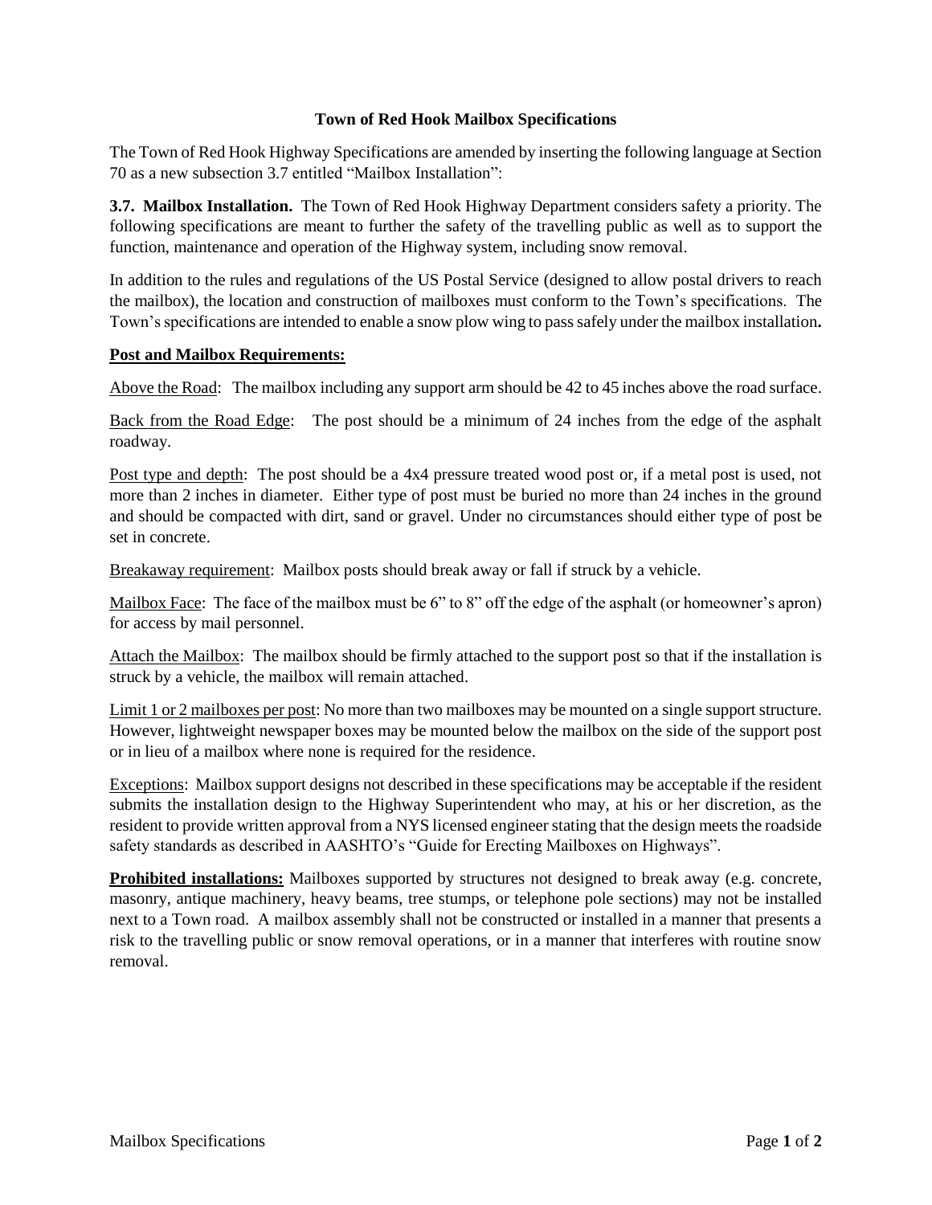# Town of Red Hook Mailbox Specifications

The Town of Red Hook Highway Specifications are amended by inserting the following language at Section 70 as a new subsection 3.7 entitled "Mailbox Installation":

**3.7. Mailbox Installation.** The Town of Red Hook Highway Department considers safety a priority. The following specifications are meant to further the safety of the travelling public as well as to support the function, maintenance and operation of the Highway system, including snow removal.

In addition to the rules and regulations of the US Postal Service (designed to allow postal drivers to reach the mailbox), the location and construction of mailboxes must conform to the Town's specifications. The Town's specifications are intended to enable a snow plow wing to pass safely under the mailbox installation**.**

## Post and Mailbox Requirements:

Above the Road: The mailbox including any support arm should be 42 to 45 inches above the road surface.

Back from the Road Edge: The post should be a minimum of 24 inches from the edge of the asphalt roadway.

Post type and depth: The post should be a 4x4 pressure treated wood post or, if a metal post is used, not more than 2 inches in diameter. Either type of post must be buried no more than 24 inches in the ground and should be compacted with dirt, sand or gravel. Under no circumstances should either type of post be set in concrete.

Breakaway requirement: Mailbox posts should break away or fall if struck by a vehicle.

Mailbox Face: The face of the mailbox must be 6" to 8" off the edge of the asphalt (or homeowner's apron) for access by mail personnel.

Attach the Mailbox: The mailbox should be firmly attached to the support post so that if the installation is struck by a vehicle, the mailbox will remain attached.

Limit 1 or 2 mailboxes per post: No more than two mailboxes may be mounted on a single support structure. However, lightweight newspaper boxes may be mounted below the mailbox on the side of the support post or in lieu of a mailbox where none is required for the residence.

Exceptions: Mailbox support designs not described in these specifications may be acceptable if the resident submits the installation design to the Highway Superintendent who may, at his or her discretion, as the resident to provide written approval from a NYS licensed engineer stating that the design meets the roadside safety standards as described in AASHTO's "Guide for Erecting Mailboxes on Highways".

**Prohibited installations:** Mailboxes supported by structures not designed to break away (e.g. concrete, masonry, antique machinery, heavy beams, tree stumps, or telephone pole sections) may not be installed next to a Town road. A mailbox assembly shall not be constructed or installed in a manner that presents a risk to the travelling public or snow removal operations, or in a manner that interferes with routine snow removal.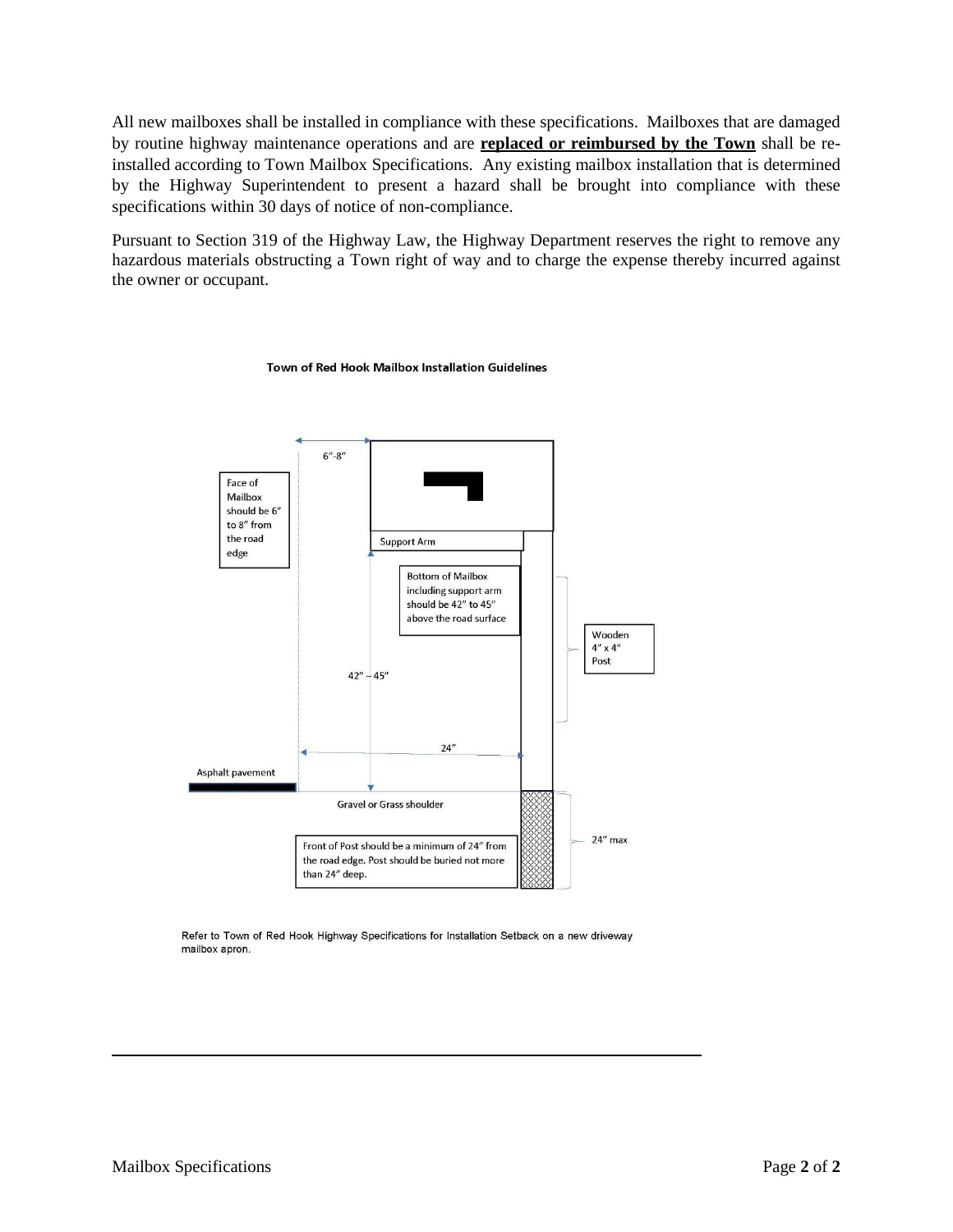All new mailboxes shall be installed in compliance with these specifications. Mailboxes that are damaged by routine highway maintenance operations and are **replaced or reimbursed by the Town** shall be re-installed according to Town Mailbox Specifications. Any existing mailbox installation that is determined by the Highway Superintendent to present a hazard shall be brought into compliance with these specifications within 30 days of notice of non-compliance.

Pursuant to Section 319 of the Highway Law, the Highway Department reserves the right to remove any hazardous materials obstructing a Town right of way and to charge the expense thereby incurred against the owner or occupant.

**Town of Red Hook Mailbox Installation Guidelines**

6"-8"

Face of Mailbox should be 6" to 8" from the road edge

Support Arm

Bottom of Mailbox including support arm should be 42" to 45" above the road surface

Wooden 4" x 4" Post

42" – 45"

24"

Asphalt pavement

Gravel or Grass shoulder

Front of Post should be a minimum of 24" from the road edge. Post should be buried not more than 24" deep.

24" max

Refer to Town of Red Hook Highway Specifications for Installation Setback on a new driveway mailbox apron.